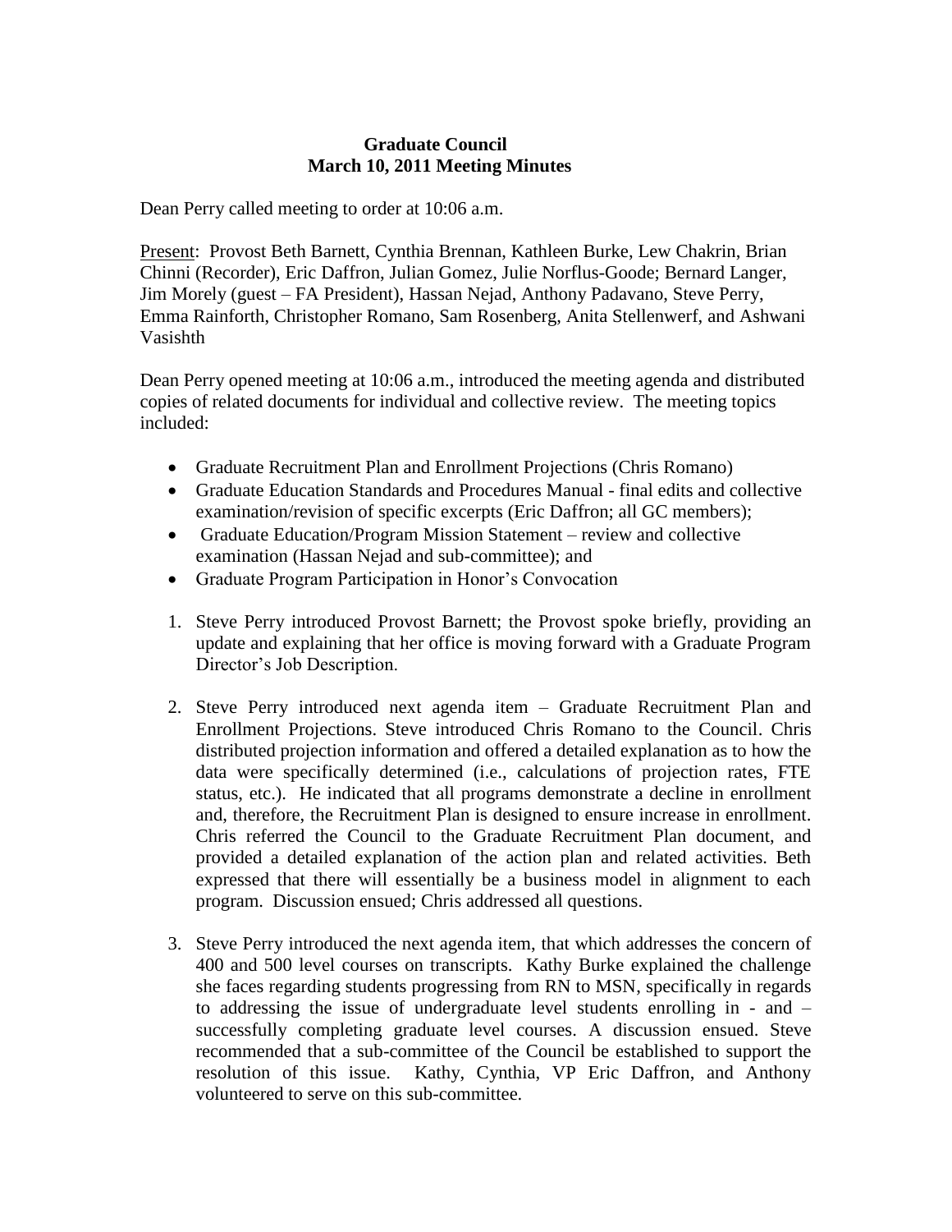**Graduate Council**
**March 10, 2011 Meeting Minutes**

Dean Perry called meeting to order at 10:06 a.m.

Present: Provost Beth Barnett, Cynthia Brennan, Kathleen Burke, Lew Chakrin, Brian Chinni (Recorder), Eric Daffron, Julian Gomez, Julie Norflus-Goode; Bernard Langer, Jim Morely (guest – FA President), Hassan Nejad, Anthony Padavano, Steve Perry, Emma Rainforth, Christopher Romano, Sam Rosenberg, Anita Stellenwerf, and Ashwani Vasishth

Dean Perry opened meeting at 10:06 a.m., introduced the meeting agenda and distributed copies of related documents for individual and collective review. The meeting topics included:

- Graduate Recruitment Plan and Enrollment Projections (Chris Romano)
- Graduate Education Standards and Procedures Manual - final edits and collective examination/revision of specific excerpts (Eric Daffron; all GC members);
- Graduate Education/Program Mission Statement – review and collective examination (Hassan Nejad and sub-committee); and
- Graduate Program Participation in Honor's Convocation

1. Steve Perry introduced Provost Barnett; the Provost spoke briefly, providing an update and explaining that her office is moving forward with a Graduate Program Director's Job Description.

2. Steve Perry introduced next agenda item – Graduate Recruitment Plan and Enrollment Projections. Steve introduced Chris Romano to the Council. Chris distributed projection information and offered a detailed explanation as to how the data were specifically determined (i.e., calculations of projection rates, FTE status, etc.). He indicated that all programs demonstrate a decline in enrollment and, therefore, the Recruitment Plan is designed to ensure increase in enrollment. Chris referred the Council to the Graduate Recruitment Plan document, and provided a detailed explanation of the action plan and related activities. Beth expressed that there will essentially be a business model in alignment to each program. Discussion ensued; Chris addressed all questions.

3. Steve Perry introduced the next agenda item, that which addresses the concern of 400 and 500 level courses on transcripts. Kathy Burke explained the challenge she faces regarding students progressing from RN to MSN, specifically in regards to addressing the issue of undergraduate level students enrolling in - and – successfully completing graduate level courses. A discussion ensued. Steve recommended that a sub-committee of the Council be established to support the resolution of this issue. Kathy, Cynthia, VP Eric Daffron, and Anthony volunteered to serve on this sub-committee.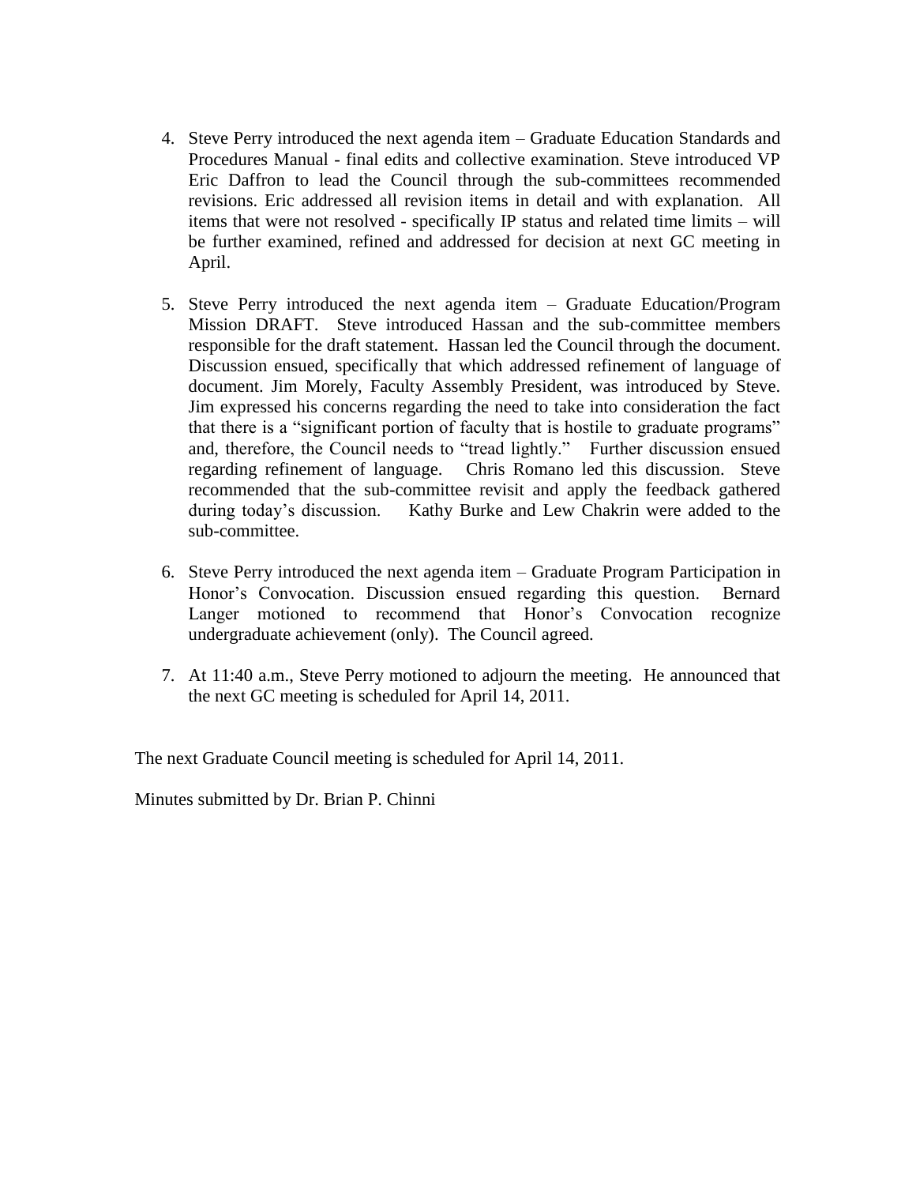4. Steve Perry introduced the next agenda item – Graduate Education Standards and Procedures Manual - final edits and collective examination. Steve introduced VP Eric Daffron to lead the Council through the sub-committees recommended revisions. Eric addressed all revision items in detail and with explanation. All items that were not resolved - specifically IP status and related time limits – will be further examined, refined and addressed for decision at next GC meeting in April.

5. Steve Perry introduced the next agenda item – Graduate Education/Program Mission DRAFT. Steve introduced Hassan and the sub-committee members responsible for the draft statement. Hassan led the Council through the document. Discussion ensued, specifically that which addressed refinement of language of document. Jim Morely, Faculty Assembly President, was introduced by Steve. Jim expressed his concerns regarding the need to take into consideration the fact that there is a "significant portion of faculty that is hostile to graduate programs" and, therefore, the Council needs to "tread lightly." Further discussion ensued regarding refinement of language. Chris Romano led this discussion. Steve recommended that the sub-committee revisit and apply the feedback gathered during today's discussion. Kathy Burke and Lew Chakrin were added to the sub-committee.

6. Steve Perry introduced the next agenda item – Graduate Program Participation in Honor's Convocation. Discussion ensued regarding this question. Bernard Langer motioned to recommend that Honor's Convocation recognize undergraduate achievement (only). The Council agreed.

7. At 11:40 a.m., Steve Perry motioned to adjourn the meeting. He announced that the next GC meeting is scheduled for April 14, 2011.

The next Graduate Council meeting is scheduled for April 14, 2011.

Minutes submitted by Dr. Brian P. Chinni